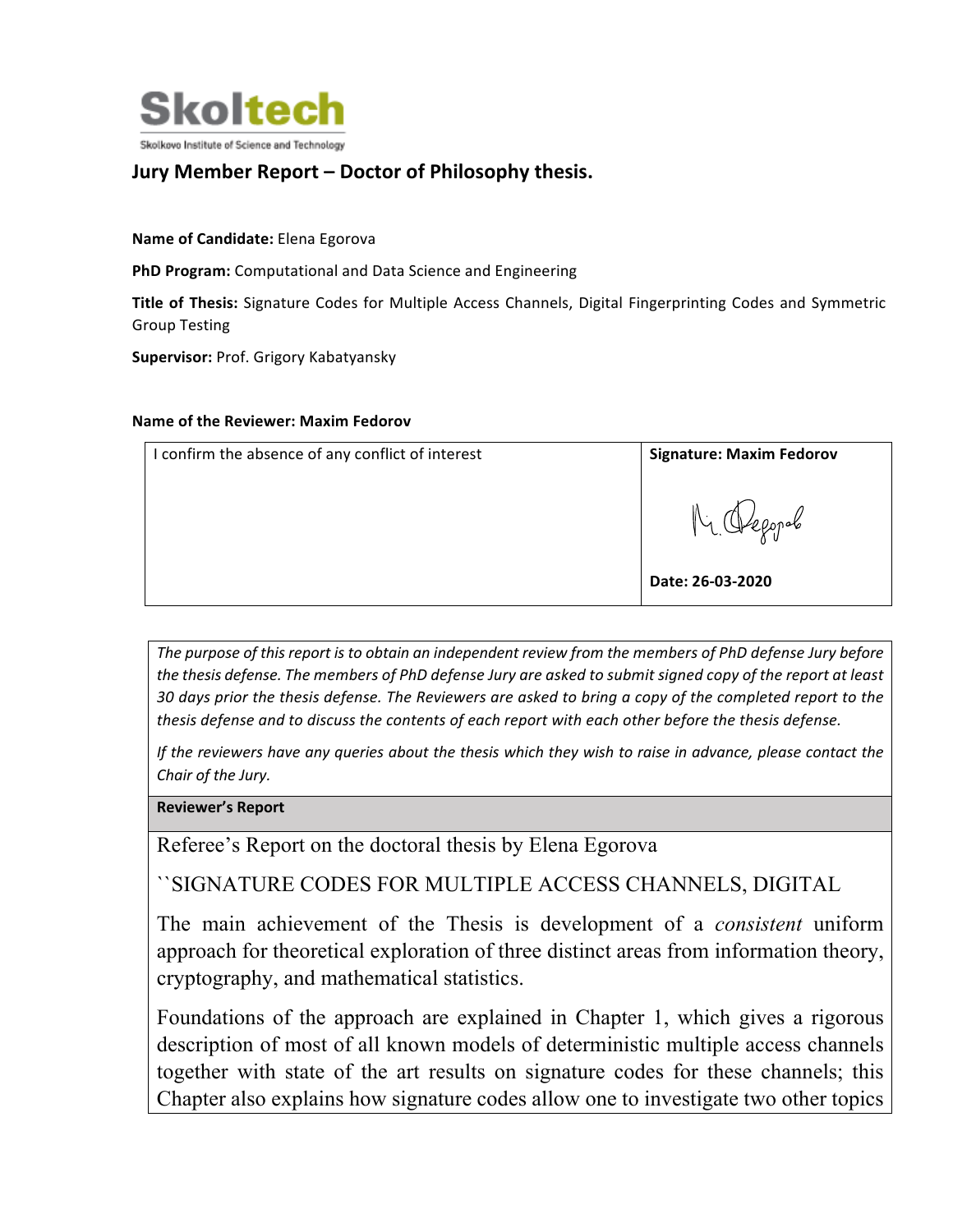Skoltech

Skolkovo Institute of Science and Technology

# Jury Member Report – Doctor of Philosophy thesis.

**Name of Candidate:** Elena Egorova

**PhD Program:** Computational and Data Science and Engineering

**Title of Thesis:** Signature Codes for Multiple Access Channels, Digital Fingerprinting Codes and Symmetric Group Testing

**Supervisor:** Prof. Grigory Kabatyansky

**Name of the Reviewer: Maxim Fedorov**

| I confirm the absence of any conflict of interest | **Signature: Maxim Fedorov**<br><br>**Date: 26-03-2020** |
|---|---|

*The purpose of this report is to obtain an independent review from the members of PhD defense Jury before the thesis defense. The members of PhD defense Jury are asked to submit signed copy of the report at least 30 days prior the thesis defense. The Reviewers are asked to bring a copy of the completed report to the thesis defense and to discuss the contents of each report with each other before the thesis defense.*

*If the reviewers have any queries about the thesis which they wish to raise in advance, please contact the Chair of the Jury.*

**Reviewer's Report**

Referee's Report on the doctoral thesis by Elena Egorova

``SIGNATURE CODES FOR MULTIPLE ACCESS CHANNELS, DIGITAL

The main achievement of the Thesis is development of a *consistent* uniform approach for theoretical exploration of three distinct areas from information theory, cryptography, and mathematical statistics.

Foundations of the approach are explained in Chapter 1, which gives a rigorous description of most of all known models of deterministic multiple access channels together with state of the art results on signature codes for these channels; this Chapter also explains how signature codes allow one to investigate two other topics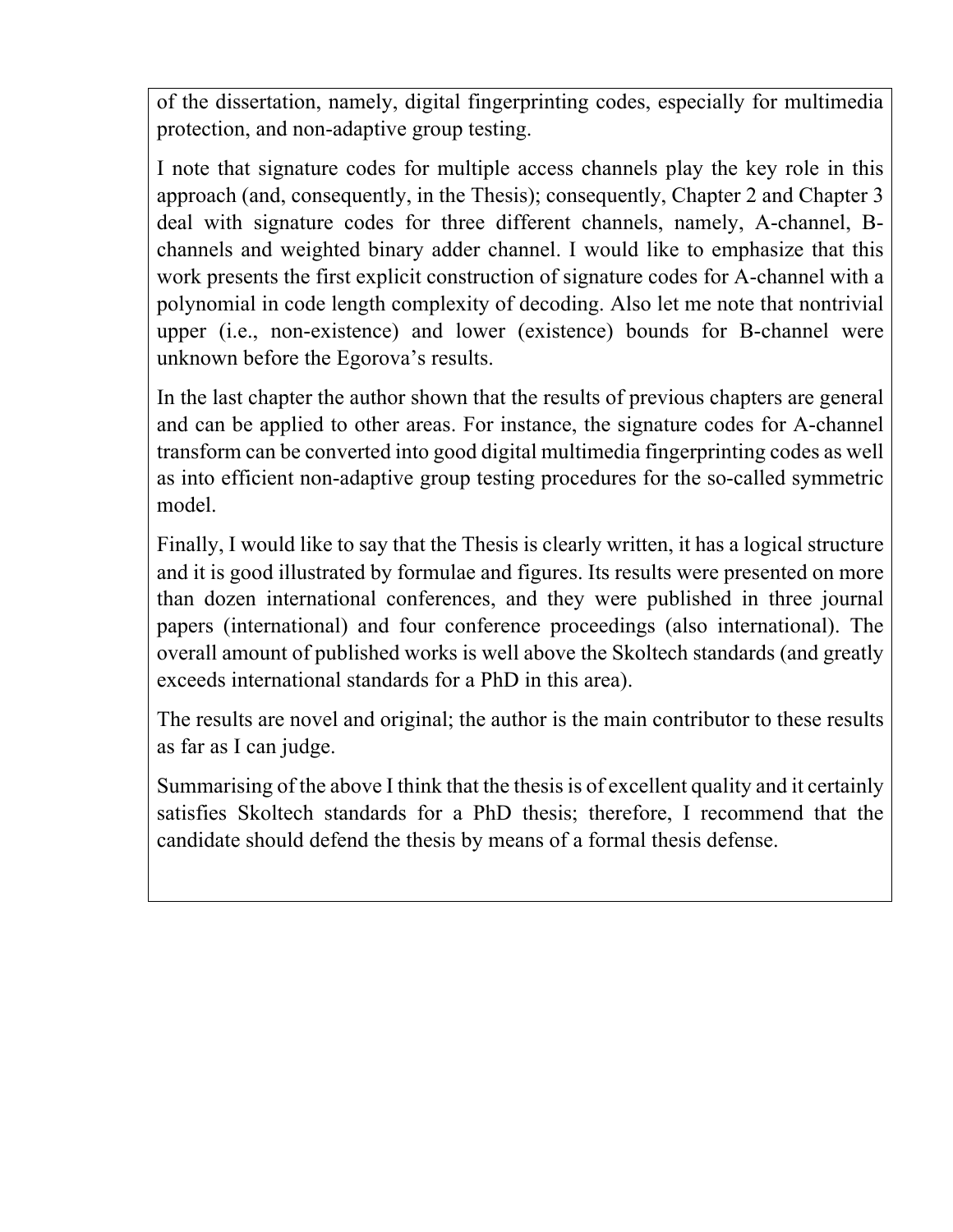of the dissertation, namely, digital fingerprinting codes, especially for multimedia protection, and non-adaptive group testing.

I note that signature codes for multiple access channels play the key role in this approach (and, consequently, in the Thesis); consequently, Chapter 2 and Chapter 3 deal with signature codes for three different channels, namely, A-channel, B-channels and weighted binary adder channel. I would like to emphasize that this work presents the first explicit construction of signature codes for A-channel with a polynomial in code length complexity of decoding. Also let me note that nontrivial upper (i.e., non-existence) and lower (existence) bounds for B-channel were unknown before the Egorova's results.

In the last chapter the author shown that the results of previous chapters are general and can be applied to other areas. For instance, the signature codes for A-channel transform can be converted into good digital multimedia fingerprinting codes as well as into efficient non-adaptive group testing procedures for the so-called symmetric model.

Finally, I would like to say that the Thesis is clearly written, it has a logical structure and it is good illustrated by formulae and figures. Its results were presented on more than dozen international conferences, and they were published in three journal papers (international) and four conference proceedings (also international). The overall amount of published works is well above the Skoltech standards (and greatly exceeds international standards for a PhD in this area).

The results are novel and original; the author is the main contributor to these results as far as I can judge.

Summarising of the above I think that the thesis is of excellent quality and it certainly satisfies Skoltech standards for a PhD thesis; therefore, I recommend that the candidate should defend the thesis by means of a formal thesis defense.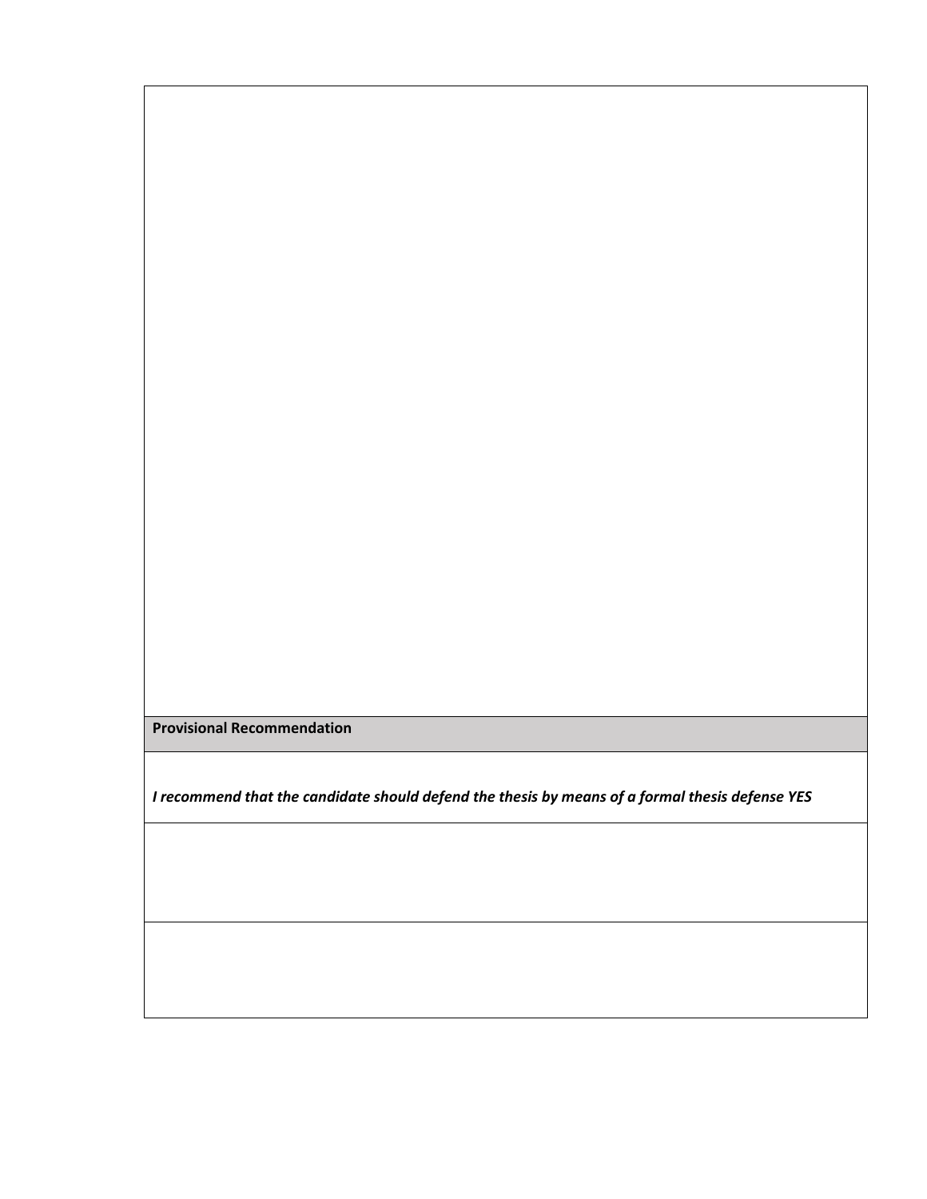**Provisional Recommendation**

***I recommend that the candidate should defend the thesis by means of a formal thesis defense YES***